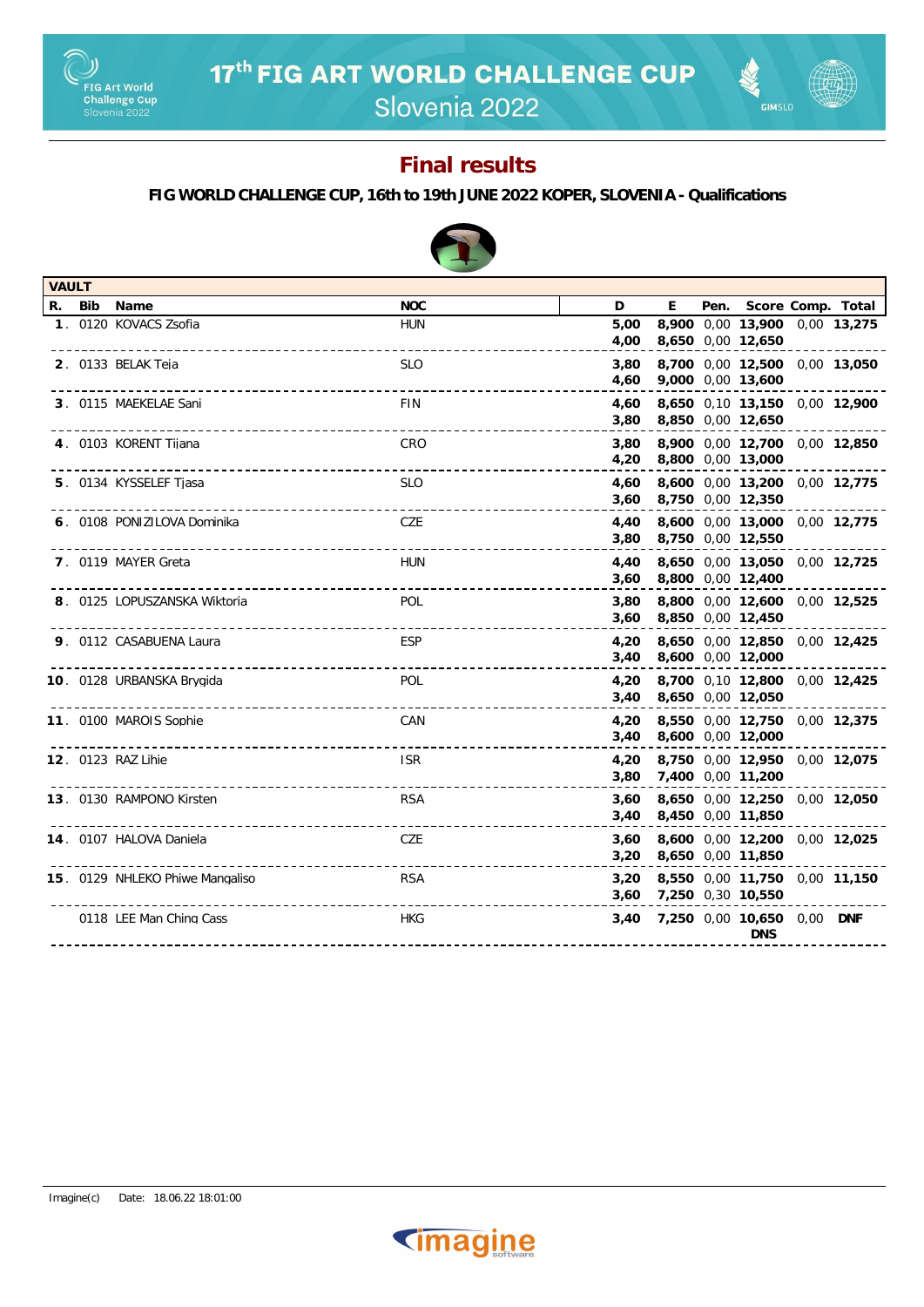# 17th FIG ART WORLD CHALLENGE CUP

## Slovenia 2022

## Final results

### FIG WORLD CHALLENGE CUP, 16th to 19th JUNE 2022 KOPER, SLOVENIA - Qualifications

| VAULT | | | | | | | | | |
|---|---|---|---|---|---|---|---|---|---|
| **R.** | **Bib** | **Name** | **NOC** | **D** | **E** | **Pen.** | **Score** | **Comp.** | **Total** |
| **1**. | 0120 | KOVACS Zsofia | HUN | **5,00** | **8,900** | 0,00 | **13,900** | 0,00 | **13,275** |
| | | | | **4,00** | **8,650** | 0,00 | **12,650** | | |
| **2**. | 0133 | BELAK Teja | SLO | **3,80** | **8,700** | 0,00 | **12,500** | 0,00 | **13,050** |
| | | | | **4,60** | **9,000** | 0,00 | **13,600** | | |
| **3**. | 0115 | MAEKELAE Sani | FIN | **4,60** | **8,650** | 0,10 | **13,150** | 0,00 | **12,900** |
| | | | | **3,80** | **8,850** | 0,00 | **12,650** | | |
| **4**. | 0103 | KORENT Tijana | CRO | **3,80** | **8,900** | 0,00 | **12,700** | 0,00 | **12,850** |
| | | | | **4,20** | **8,800** | 0,00 | **13,000** | | |
| **5**. | 0134 | KYSSELEF Tjasa | SLO | **4,60** | **8,600** | 0,00 | **13,200** | 0,00 | **12,775** |
| | | | | **3,60** | **8,750** | 0,00 | **12,350** | | |
| **6**. | 0108 | PONIZILOVA Dominika | CZE | **4,40** | **8,600** | 0,00 | **13,000** | 0,00 | **12,775** |
| | | | | **3,80** | **8,750** | 0,00 | **12,550** | | |
| **7**. | 0119 | MAYER Greta | HUN | **4,40** | **8,650** | 0,00 | **13,050** | 0,00 | **12,725** |
| | | | | **3,60** | **8,800** | 0,00 | **12,400** | | |
| **8**. | 0125 | LOPUSZANSKA Wiktoria | POL | **3,80** | **8,800** | 0,00 | **12,600** | 0,00 | **12,525** |
| | | | | **3,60** | **8,850** | 0,00 | **12,450** | | |
| **9**. | 0112 | CASABUENA Laura | ESP | **4,20** | **8,650** | 0,00 | **12,850** | 0,00 | **12,425** |
| | | | | **3,40** | **8,600** | 0,00 | **12,000** | | |
| **10**. | 0128 | URBANSKA Brygida | POL | **4,20** | **8,700** | 0,10 | **12,800** | 0,00 | **12,425** |
| | | | | **3,40** | **8,650** | 0,00 | **12,050** | | |
| **11**. | 0100 | MAROIS Sophie | CAN | **4,20** | **8,550** | 0,00 | **12,750** | 0,00 | **12,375** |
| | | | | **3,40** | **8,600** | 0,00 | **12,000** | | |
| **12**. | 0123 | RAZ Lihie | ISR | **4,20** | **8,750** | 0,00 | **12,950** | 0,00 | **12,075** |
| | | | | **3,80** | **7,400** | 0,00 | **11,200** | | |
| **13**. | 0130 | RAMPONO Kirsten | RSA | **3,60** | **8,650** | 0,00 | **12,250** | 0,00 | **12,050** |
| | | | | **3,40** | **8,450** | 0,00 | **11,850** | | |
| **14**. | 0107 | HALOVA Daniela | CZE | **3,60** | **8,600** | 0,00 | **12,200** | 0,00 | **12,025** |
| | | | | **3,20** | **8,650** | 0,00 | **11,850** | | |
| **15**. | 0129 | NHLEKO Phiwe Mangaliso | RSA | **3,20** | **8,550** | 0,00 | **11,750** | 0,00 | **11,150** |
| | | | | **3,60** | **7,250** | 0,30 | **10,550** | | |
| | 0118 | LEE Man Ching Cass | HKG | **3,40** | **7,250** | 0,00 | **10,650** | 0,00 | **DNF** |
| | | | | | | | **DNS** | | |

Imagine(c) Date: 18.06.22 18:01:00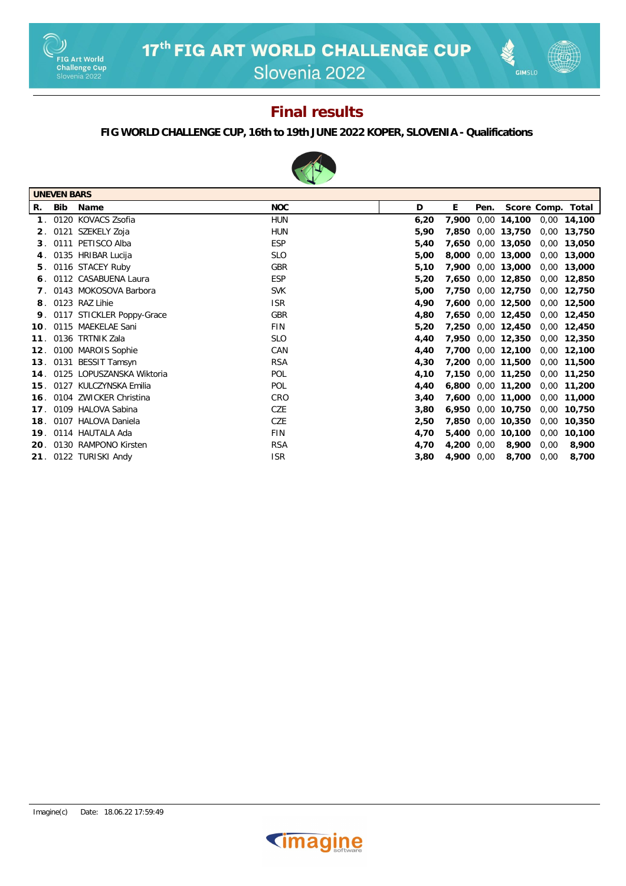# 17th FIG ART WORLD CHALLENGE CUP
Slovenia 2022

## Final results

**FIG WORLD CHALLENGE CUP, 16th to 19th JUNE 2022 KOPER, SLOVENIA - Qualifications**

**UNEVEN BARS**

| R. | Bib | Name | NOC | D | E | Pen. | Score | Comp. | Total |
|---|---|---|---|---|---|---|---|---|---|
| 1. | 0120 | KOVACS Zsofia | HUN | 6,20 | 7,900 | 0,00 | 14,100 | 0,00 | 14,100 |
| 2. | 0121 | SZEKELY Zoja | HUN | 5,90 | 7,850 | 0,00 | 13,750 | 0,00 | 13,750 |
| 3. | 0111 | PETISCO Alba | ESP | 5,40 | 7,650 | 0,00 | 13,050 | 0,00 | 13,050 |
| 4. | 0135 | HRIBAR Lucija | SLO | 5,00 | 8,000 | 0,00 | 13,000 | 0,00 | 13,000 |
| 5. | 0116 | STACEY Ruby | GBR | 5,10 | 7,900 | 0,00 | 13,000 | 0,00 | 13,000 |
| 6. | 0112 | CASABUENA Laura | ESP | 5,20 | 7,650 | 0,00 | 12,850 | 0,00 | 12,850 |
| 7. | 0143 | MOKOSOVA Barbora | SVK | 5,00 | 7,750 | 0,00 | 12,750 | 0,00 | 12,750 |
| 8. | 0123 | RAZ Lihie | ISR | 4,90 | 7,600 | 0,00 | 12,500 | 0,00 | 12,500 |
| 9. | 0117 | STICKLER Poppy-Grace | GBR | 4,80 | 7,650 | 0,00 | 12,450 | 0,00 | 12,450 |
| 10. | 0115 | MAEKELAE Sani | FIN | 5,20 | 7,250 | 0,00 | 12,450 | 0,00 | 12,450 |
| 11. | 0136 | TRTNIK Zala | SLO | 4,40 | 7,950 | 0,00 | 12,350 | 0,00 | 12,350 |
| 12. | 0100 | MAROIS Sophie | CAN | 4,40 | 7,700 | 0,00 | 12,100 | 0,00 | 12,100 |
| 13. | 0131 | BESSIT Tamsyn | RSA | 4,30 | 7,200 | 0,00 | 11,500 | 0,00 | 11,500 |
| 14. | 0125 | LOPUSZANSKA Wiktoria | POL | 4,10 | 7,150 | 0,00 | 11,250 | 0,00 | 11,250 |
| 15. | 0127 | KULCZYNSKA Emilia | POL | 4,40 | 6,800 | 0,00 | 11,200 | 0,00 | 11,200 |
| 16. | 0104 | ZWICKER Christina | CRO | 3,40 | 7,600 | 0,00 | 11,000 | 0,00 | 11,000 |
| 17. | 0109 | HALOVA Sabina | CZE | 3,80 | 6,950 | 0,00 | 10,750 | 0,00 | 10,750 |
| 18. | 0107 | HALOVA Daniela | CZE | 2,50 | 7,850 | 0,00 | 10,350 | 0,00 | 10,350 |
| 19. | 0114 | HAUTALA Ada | FIN | 4,70 | 5,400 | 0,00 | 10,100 | 0,00 | 10,100 |
| 20. | 0130 | RAMPONO Kirsten | RSA | 4,70 | 4,200 | 0,00 | 8,900 | 0,00 | 8,900 |
| 21. | 0122 | TURISKI Andy | ISR | 3,80 | 4,900 | 0,00 | 8,700 | 0,00 | 8,700 |

Imagine(c) Date: 18.06.22 17:59:49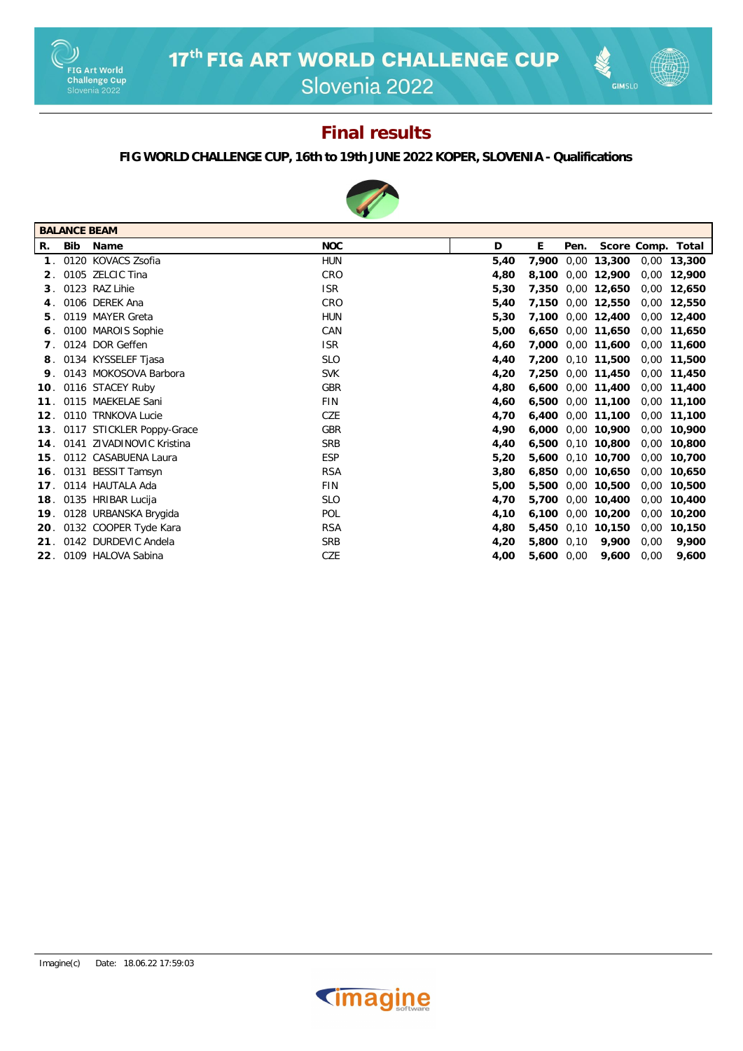# 17th FIG ART WORLD CHALLENGE CUP

Slovenia 2022

## Final results

**FIG WORLD CHALLENGE CUP, 16th to 19th JUNE 2022 KOPER, SLOVENIA - Qualifications**

| BALANCE BEAM | | | | | | | | | |
|---|---|---|---|---|---|---|---|---|---|
| R. | Bib | Name | NOC | D | E | Pen. | Score | Comp. | Total |
| 1. | 0120 | KOVACS Zsofia | HUN | 5,40 | 7,900 | 0,00 | 13,300 | 0,00 | 13,300 |
| 2. | 0105 | ZELCIC Tina | CRO | 4,80 | 8,100 | 0,00 | 12,900 | 0,00 | 12,900 |
| 3. | 0123 | RAZ Lihie | ISR | 5,30 | 7,350 | 0,00 | 12,650 | 0,00 | 12,650 |
| 4. | 0106 | DEREK Ana | CRO | 5,40 | 7,150 | 0,00 | 12,550 | 0,00 | 12,550 |
| 5. | 0119 | MAYER Greta | HUN | 5,30 | 7,100 | 0,00 | 12,400 | 0,00 | 12,400 |
| 6. | 0100 | MAROIS Sophie | CAN | 5,00 | 6,650 | 0,00 | 11,650 | 0,00 | 11,650 |
| 7. | 0124 | DOR Geffen | ISR | 4,60 | 7,000 | 0,00 | 11,600 | 0,00 | 11,600 |
| 8. | 0134 | KYSSELEF Tjasa | SLO | 4,40 | 7,200 | 0,10 | 11,500 | 0,00 | 11,500 |
| 9. | 0143 | MOKOSOVA Barbora | SVK | 4,20 | 7,250 | 0,00 | 11,450 | 0,00 | 11,450 |
| 10. | 0116 | STACEY Ruby | GBR | 4,80 | 6,600 | 0,00 | 11,400 | 0,00 | 11,400 |
| 11. | 0115 | MAEKELAE Sani | FIN | 4,60 | 6,500 | 0,00 | 11,100 | 0,00 | 11,100 |
| 12. | 0110 | TRNKOVA Lucie | CZE | 4,70 | 6,400 | 0,00 | 11,100 | 0,00 | 11,100 |
| 13. | 0117 | STICKLER Poppy-Grace | GBR | 4,90 | 6,000 | 0,00 | 10,900 | 0,00 | 10,900 |
| 14. | 0141 | ZIVADINOVIC Kristina | SRB | 4,40 | 6,500 | 0,10 | 10,800 | 0,00 | 10,800 |
| 15. | 0112 | CASABUENA Laura | ESP | 5,20 | 5,600 | 0,10 | 10,700 | 0,00 | 10,700 |
| 16. | 0131 | BESSIT Tamsyn | RSA | 3,80 | 6,850 | 0,00 | 10,650 | 0,00 | 10,650 |
| 17. | 0114 | HAUTALA Ada | FIN | 5,00 | 5,500 | 0,00 | 10,500 | 0,00 | 10,500 |
| 18. | 0135 | HRIBAR Lucija | SLO | 4,70 | 5,700 | 0,00 | 10,400 | 0,00 | 10,400 |
| 19. | 0128 | URBANSKA Brygida | POL | 4,10 | 6,100 | 0,00 | 10,200 | 0,00 | 10,200 |
| 20. | 0132 | COOPER Tyde Kara | RSA | 4,80 | 5,450 | 0,10 | 10,150 | 0,00 | 10,150 |
| 21. | 0142 | DURDEVIC Andela | SRB | 4,20 | 5,800 | 0,10 | 9,900 | 0,00 | 9,900 |
| 22. | 0109 | HALOVA Sabina | CZE | 4,00 | 5,600 | 0,00 | 9,600 | 0,00 | 9,600 |

Imagine(c) Date: 18.06.22 17:59:03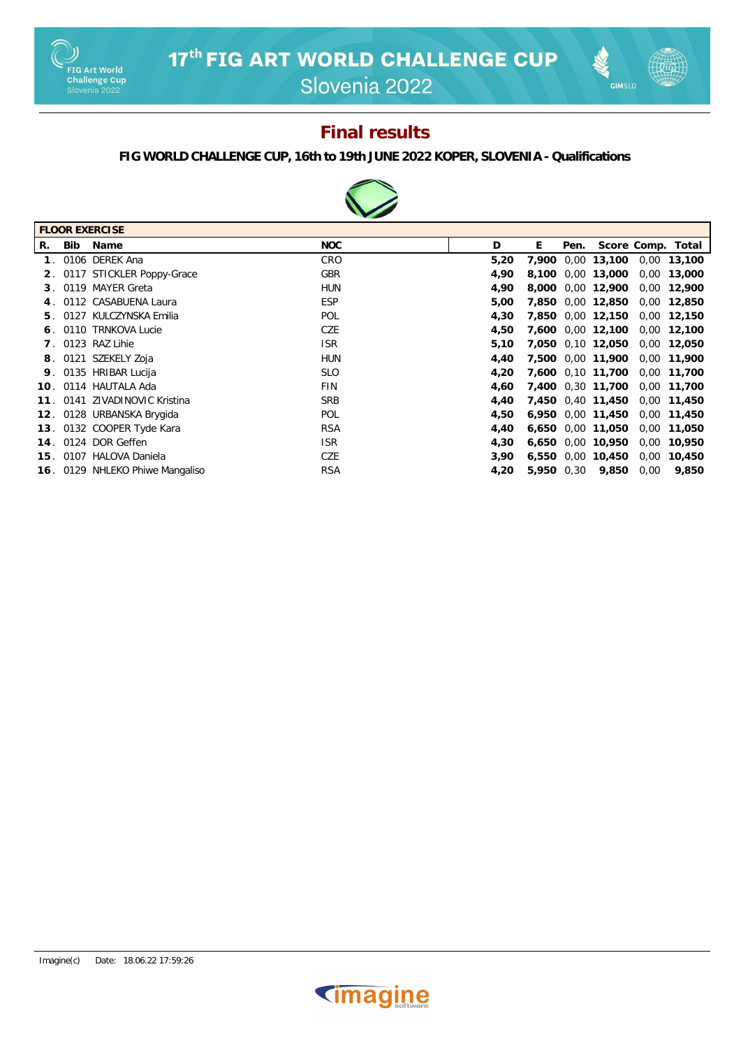# Final results

**FIG WORLD CHALLENGE CUP, 16th to 19th JUNE 2022 KOPER, SLOVENIA - Qualifications**

| FLOOR EXERCISE | | | | | | | | | |
|---|---|---|---|---|---|---|---|---|---|
| **R.** | **Bib** | **Name** | **NOC** | **D** | **E** | **Pen.** | **Score** | **Comp.** | **Total** |
| 1. | 0106 | DEREK Ana | CRO | 5,20 | 7,900 | 0,00 | 13,100 | 0,00 | 13,100 |
| 2. | 0117 | STICKLER Poppy-Grace | GBR | 4,90 | 8,100 | 0,00 | 13,000 | 0,00 | 13,000 |
| 3. | 0119 | MAYER Greta | HUN | 4,90 | 8,000 | 0,00 | 12,900 | 0,00 | 12,900 |
| 4. | 0112 | CASABUENA Laura | ESP | 5,00 | 7,850 | 0,00 | 12,850 | 0,00 | 12,850 |
| 5. | 0127 | KULCZYNSKA Emilia | POL | 4,30 | 7,850 | 0,00 | 12,150 | 0,00 | 12,150 |
| 6. | 0110 | TRNKOVA Lucie | CZE | 4,50 | 7,600 | 0,00 | 12,100 | 0,00 | 12,100 |
| 7. | 0123 | RAZ Lihie | ISR | 5,10 | 7,050 | 0,10 | 12,050 | 0,00 | 12,050 |
| 8. | 0121 | SZEKELY Zoja | HUN | 4,40 | 7,500 | 0,00 | 11,900 | 0,00 | 11,900 |
| 9. | 0135 | HRIBAR Lucija | SLO | 4,20 | 7,600 | 0,10 | 11,700 | 0,00 | 11,700 |
| 10. | 0114 | HAUTALA Ada | FIN | 4,60 | 7,400 | 0,30 | 11,700 | 0,00 | 11,700 |
| 11. | 0141 | ZIVADINOVIC Kristina | SRB | 4,40 | 7,450 | 0,40 | 11,450 | 0,00 | 11,450 |
| 12. | 0128 | URBANSKA Brygida | POL | 4,50 | 6,950 | 0,00 | 11,450 | 0,00 | 11,450 |
| 13. | 0132 | COOPER Tyde Kara | RSA | 4,40 | 6,650 | 0,00 | 11,050 | 0,00 | 11,050 |
| 14. | 0124 | DOR Geffen | ISR | 4,30 | 6,650 | 0,00 | 10,950 | 0,00 | 10,950 |
| 15. | 0107 | HALOVA Daniela | CZE | 3,90 | 6,550 | 0,00 | 10,450 | 0,00 | 10,450 |
| 16. | 0129 | NHLEKO Phiwe Mangaliso | RSA | 4,20 | 5,950 | 0,30 | 9,850 | 0,00 | 9,850 |

Imagine(c) Date: 18.06.22 17:59:26